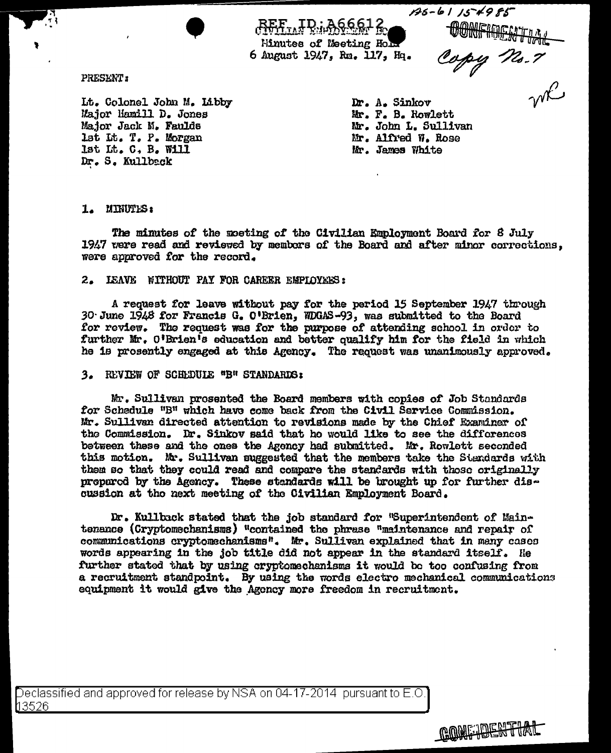REF ID:A66612

CIVILIAN EMPLOYMENT BOARD
Minutes of Meeting Held
6 August 1947, Rm. 117, Hq.

196-61 15-4985

CONFIDENTIAL

Copy No. 7

PRESENT:

Lt. Colonel John M. Libby
Major Hamill D. Jones
Major Jack M. Faulds
1st Lt. T. P. Morgan
1st Lt. C. B. Will
Dr. S. Kullback

Dr. A. Sinkov
Mr. F. B. Rowlett
Mr. John L. Sullivan
Mr. Alfred W. Rose
Mr. James White

1. MINUTES:

The minutes of the meeting of the Civilian Employment Board for 8 July 1947 were read and reviewed by members of the Board and after minor corrections, were approved for the record.

2. LEAVE WITHOUT PAY FOR CAREER EMPLOYEES:

A request for leave without pay for the period 15 September 1947 through 30 June 1948 for Francis G. O'Brien, WDGAS-93, was submitted to the Board for review. The request was for the purpose of attending school in order to further Mr. O'Brien's education and better qualify him for the field in which he is presently engaged at this Agency. The request was unanimously approved.

3. REVIEW OF SCHEDULE "B" STANDARDS:

Mr. Sullivan presented the Board members with copies of Job Standards for Schedule "B" which have come back from the Civil Service Commission. Mr. Sullivan directed attention to revisions made by the Chief Examiner of the Commission. Dr. Sinkov said that he would like to see the differences between these and the ones the Agency had submitted. Mr. Rowlett seconded this motion. Mr. Sullivan suggested that the members take the Standards with them so that they could read and compare the standards with those originally prepared by the Agency. These standards will be brought up for further discussion at the next meeting of the Civilian Employment Board.

Dr. Kullback stated that the job standard for "Superintendent of Maintenance (Cryptomechanisms) "contained the phrase "maintenance and repair of communications cryptomechanisms". Mr. Sullivan explained that in many cases words appearing in the job title did not appear in the standard itself. He further stated that by using cryptomechanisms it would be too confusing from a recruitment standpoint. By using the words electro mechanical communications equipment it would give the Agency more freedom in recruitment.

Declassified and approved for release by NSA on 04-17-2014 pursuant to E.O. 13526

CONFIDENTIAL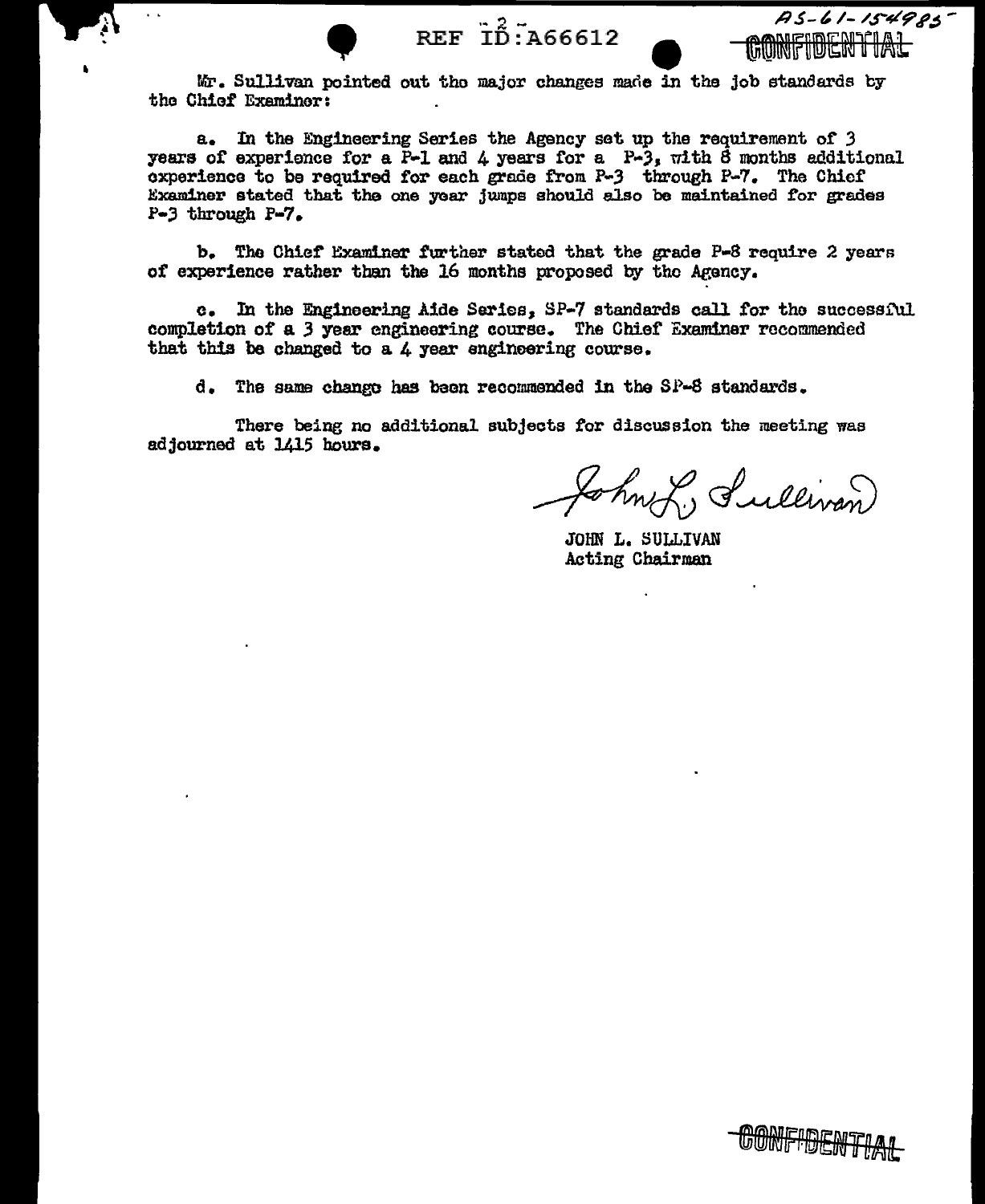Mr. Sullivan pointed out the major changes made in the job standards by the Chief Examiner:

a. In the Engineering Series the Agency set up the requirement of 3 years of experience for a P-1 and 4 years for a P-3, with 8 months additional experience to be required for each grade from P-3 through P-7. The Chief Examiner stated that the one year jumps should also be maintained for grades P-3 through P-7.

b. The Chief Examiner further stated that the grade P-8 require 2 years of experience rather than the 16 months proposed by the Agency.

c. In the Engineering Aide Series, SP-7 standards call for the successful completion of a 3 year engineering course. The Chief Examiner recommended that this be changed to a 4 year engineering course.

d. The same change has been recommended in the SP-8 standards.

There being no additional subjects for discussion the meeting was adjourned at 1415 hours.

John L. Sullivan

JOHN L. SULLIVAN
Acting Chairman